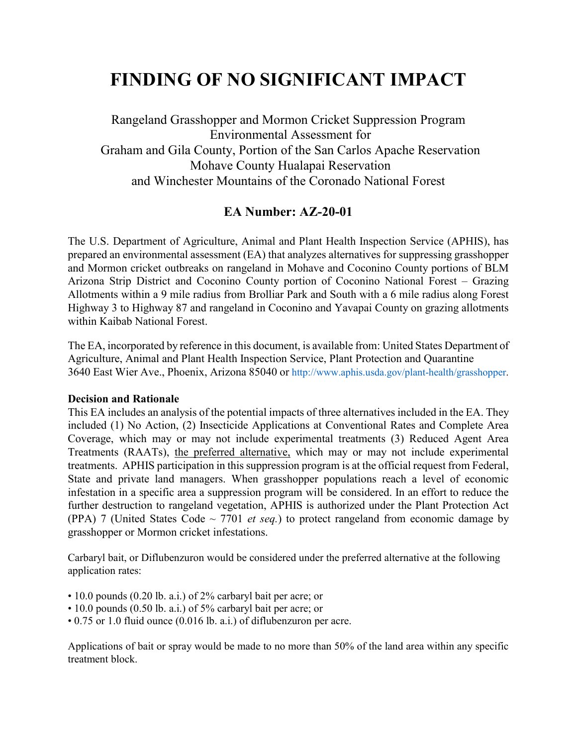# FINDING OF NO SIGNIFICANT IMPACT

Rangeland Grasshopper and Mormon Cricket Suppression Program
Environmental Assessment for
Graham and Gila County, Portion of the San Carlos Apache Reservation
Mohave County Hualapai Reservation
and Winchester Mountains of the Coronado National Forest

## EA Number: AZ-20-01

The U.S. Department of Agriculture, Animal and Plant Health Inspection Service (APHIS), has prepared an environmental assessment (EA) that analyzes alternatives for suppressing grasshopper and Mormon cricket outbreaks on rangeland in Mohave and Coconino County portions of BLM Arizona Strip District and Coconino County portion of Coconino National Forest – Grazing Allotments within a 9 mile radius from Brolliar Park and South with a 6 mile radius along Forest Highway 3 to Highway 87 and rangeland in Coconino and Yavapai County on grazing allotments within Kaibab National Forest.

The EA, incorporated by reference in this document, is available from: United States Department of Agriculture, Animal and Plant Health Inspection Service, Plant Protection and Quarantine 3640 East Wier Ave., Phoenix, Arizona 85040 or http://www.aphis.usda.gov/plant-health/grasshopper.

**Decision and Rationale**
This EA includes an analysis of the potential impacts of three alternatives included in the EA. They included (1) No Action, (2) Insecticide Applications at Conventional Rates and Complete Area Coverage, which may or may not include experimental treatments (3) Reduced Agent Area Treatments (RAATs), <u>the preferred alternative,</u> which may or may not include experimental treatments. APHIS participation in this suppression program is at the official request from Federal, State and private land managers. When grasshopper populations reach a level of economic infestation in a specific area a suppression program will be considered. In an effort to reduce the further destruction to rangeland vegetation, APHIS is authorized under the Plant Protection Act (PPA) 7 (United States Code ~ 7701 *et seq.*) to protect rangeland from economic damage by grasshopper or Mormon cricket infestations.

Carbaryl bait, or Diflubenzuron would be considered under the preferred alternative at the following application rates:

- 10.0 pounds (0.20 lb. a.i.) of 2% carbaryl bait per acre; or
- 10.0 pounds (0.50 lb. a.i.) of 5% carbaryl bait per acre; or
- 0.75 or 1.0 fluid ounce (0.016 lb. a.i.) of diflubenzuron per acre.

Applications of bait or spray would be made to no more than 50% of the land area within any specific treatment block.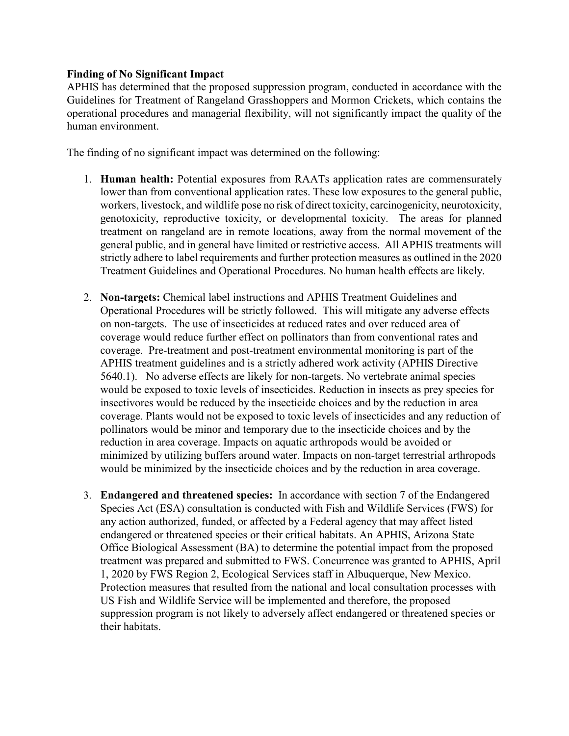**Finding of No Significant Impact**

APHIS has determined that the proposed suppression program, conducted in accordance with the Guidelines for Treatment of Rangeland Grasshoppers and Mormon Crickets, which contains the operational procedures and managerial flexibility, will not significantly impact the quality of the human environment.

The finding of no significant impact was determined on the following:

1. **Human health:** Potential exposures from RAATs application rates are commensurately lower than from conventional application rates. These low exposures to the general public, workers, livestock, and wildlife pose no risk of direct toxicity, carcinogenicity, neurotoxicity, genotoxicity, reproductive toxicity, or developmental toxicity. The areas for planned treatment on rangeland are in remote locations, away from the normal movement of the general public, and in general have limited or restrictive access. All APHIS treatments will strictly adhere to label requirements and further protection measures as outlined in the 2020 Treatment Guidelines and Operational Procedures. No human health effects are likely.

2. **Non-targets:** Chemical label instructions and APHIS Treatment Guidelines and Operational Procedures will be strictly followed. This will mitigate any adverse effects on non-targets. The use of insecticides at reduced rates and over reduced area of coverage would reduce further effect on pollinators than from conventional rates and coverage. Pre-treatment and post-treatment environmental monitoring is part of the APHIS treatment guidelines and is a strictly adhered work activity (APHIS Directive 5640.1). No adverse effects are likely for non-targets. No vertebrate animal species would be exposed to toxic levels of insecticides. Reduction in insects as prey species for insectivores would be reduced by the insecticide choices and by the reduction in area coverage. Plants would not be exposed to toxic levels of insecticides and any reduction of pollinators would be minor and temporary due to the insecticide choices and by the reduction in area coverage. Impacts on aquatic arthropods would be avoided or minimized by utilizing buffers around water. Impacts on non-target terrestrial arthropods would be minimized by the insecticide choices and by the reduction in area coverage.

3. **Endangered and threatened species:** In accordance with section 7 of the Endangered Species Act (ESA) consultation is conducted with Fish and Wildlife Services (FWS) for any action authorized, funded, or affected by a Federal agency that may affect listed endangered or threatened species or their critical habitats. An APHIS, Arizona State Office Biological Assessment (BA) to determine the potential impact from the proposed treatment was prepared and submitted to FWS. Concurrence was granted to APHIS, April 1, 2020 by FWS Region 2, Ecological Services staff in Albuquerque, New Mexico. Protection measures that resulted from the national and local consultation processes with US Fish and Wildlife Service will be implemented and therefore, the proposed suppression program is not likely to adversely affect endangered or threatened species or their habitats.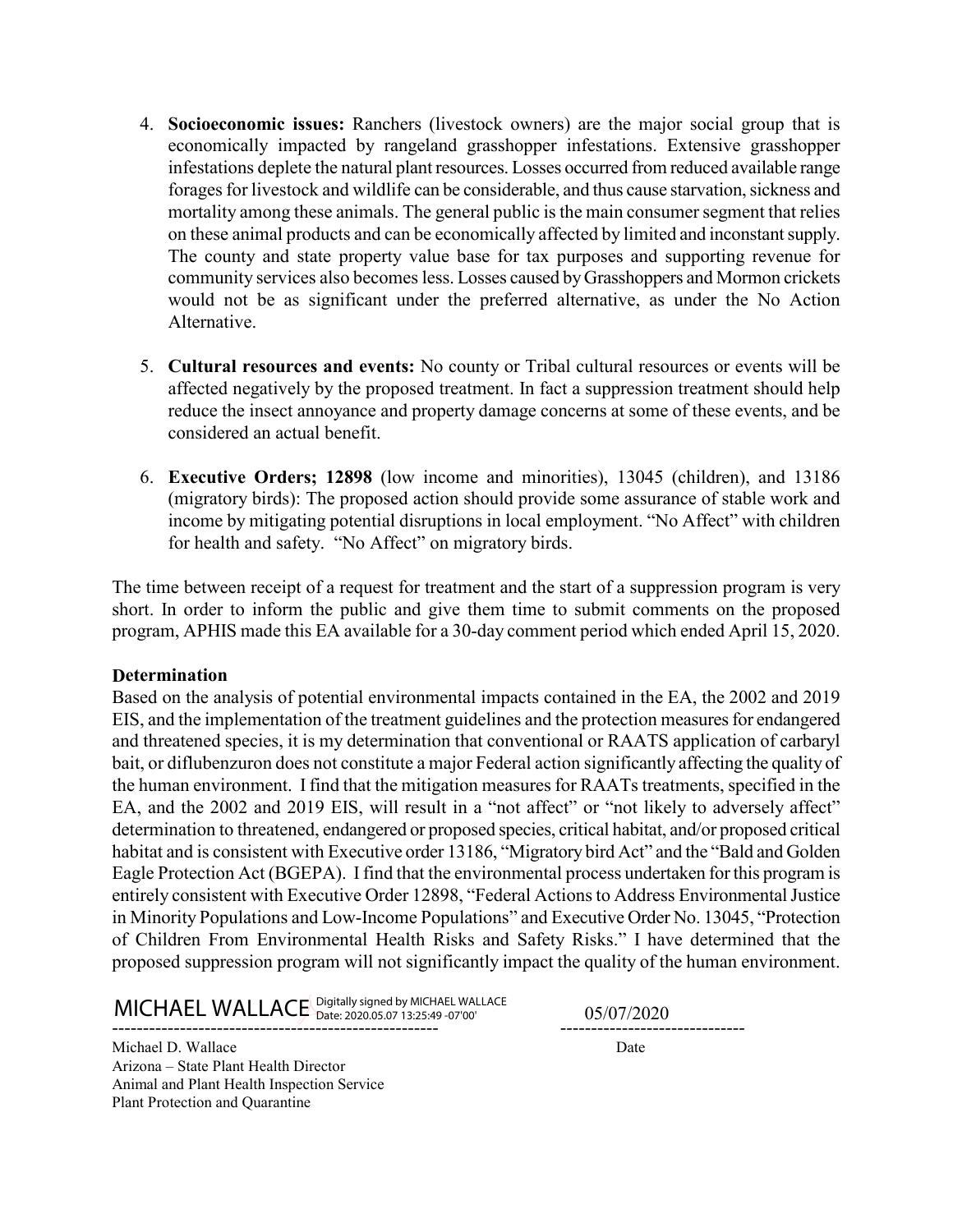4. **Socioeconomic issues:** Ranchers (livestock owners) are the major social group that is economically impacted by rangeland grasshopper infestations. Extensive grasshopper infestations deplete the natural plant resources. Losses occurred from reduced available range forages for livestock and wildlife can be considerable, and thus cause starvation, sickness and mortality among these animals. The general public is the main consumer segment that relies on these animal products and can be economically affected by limited and inconstant supply. The county and state property value base for tax purposes and supporting revenue for community services also becomes less. Losses caused by Grasshoppers and Mormon crickets would not be as significant under the preferred alternative, as under the No Action Alternative.

5. **Cultural resources and events:** No county or Tribal cultural resources or events will be affected negatively by the proposed treatment. In fact a suppression treatment should help reduce the insect annoyance and property damage concerns at some of these events, and be considered an actual benefit.

6. **Executive Orders; 12898** (low income and minorities), 13045 (children), and 13186 (migratory birds): The proposed action should provide some assurance of stable work and income by mitigating potential disruptions in local employment. "No Affect" with children for health and safety. "No Affect" on migratory birds.

The time between receipt of a request for treatment and the start of a suppression program is very short. In order to inform the public and give them time to submit comments on the proposed program, APHIS made this EA available for a 30-day comment period which ended April 15, 2020.

**Determination**

Based on the analysis of potential environmental impacts contained in the EA, the 2002 and 2019 EIS, and the implementation of the treatment guidelines and the protection measures for endangered and threatened species, it is my determination that conventional or RAATS application of carbaryl bait, or diflubenzuron does not constitute a major Federal action significantly affecting the quality of the human environment. I find that the mitigation measures for RAATs treatments, specified in the EA, and the 2002 and 2019 EIS, will result in a "not affect" or "not likely to adversely affect" determination to threatened, endangered or proposed species, critical habitat, and/or proposed critical habitat and is consistent with Executive order 13186, "Migratory bird Act" and the "Bald and Golden Eagle Protection Act (BGEPA). I find that the environmental process undertaken for this program is entirely consistent with Executive Order 12898, "Federal Actions to Address Environmental Justice in Minority Populations and Low-Income Populations" and Executive Order No. 13045, "Protection of Children From Environmental Health Risks and Safety Risks." I have determined that the proposed suppression program will not significantly impact the quality of the human environment.

MICHAEL WALLACE Digitally signed by MICHAEL WALLACE Date: 2020.05.07 13:25:49 -07'00'

05/07/2020

Michael D. Wallace
Arizona – State Plant Health Director
Animal and Plant Health Inspection Service
Plant Protection and Quarantine

Date